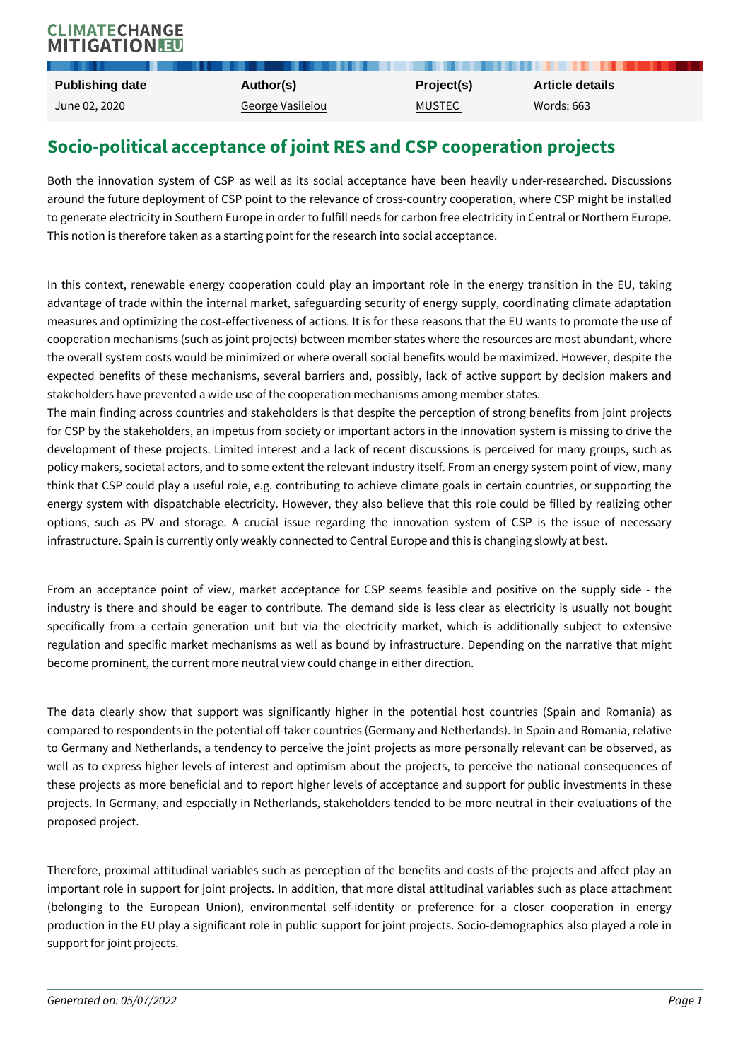| Publishing date | Author(s) | Project(s) | Article details |
| --- | --- | --- | --- |
| June 02, 2020 | George Vasileiou | MUSTEC | Words: 663 |

# Socio-political acceptance of joint RES and CSP cooperation projects

Both the innovation system of CSP as well as its social acceptance have been heavily under-researched. Discussions around the future deployment of CSP point to the relevance of cross-country cooperation, where CSP might be installed to generate electricity in Southern Europe in order to fulfill needs for carbon free electricity in Central or Northern Europe. This notion is therefore taken as a starting point for the research into social acceptance.

In this context, renewable energy cooperation could play an important role in the energy transition in the EU, taking advantage of trade within the internal market, safeguarding security of energy supply, coordinating climate adaptation measures and optimizing the cost-effectiveness of actions. It is for these reasons that the EU wants to promote the use of cooperation mechanisms (such as joint projects) between member states where the resources are most abundant, where the overall system costs would be minimized or where overall social benefits would be maximized. However, despite the expected benefits of these mechanisms, several barriers and, possibly, lack of active support by decision makers and stakeholders have prevented a wide use of the cooperation mechanisms among member states.
The main finding across countries and stakeholders is that despite the perception of strong benefits from joint projects for CSP by the stakeholders, an impetus from society or important actors in the innovation system is missing to drive the development of these projects. Limited interest and a lack of recent discussions is perceived for many groups, such as policy makers, societal actors, and to some extent the relevant industry itself. From an energy system point of view, many think that CSP could play a useful role, e.g. contributing to achieve climate goals in certain countries, or supporting the energy system with dispatchable electricity. However, they also believe that this role could be filled by realizing other options, such as PV and storage. A crucial issue regarding the innovation system of CSP is the issue of necessary infrastructure. Spain is currently only weakly connected to Central Europe and this is changing slowly at best.

From an acceptance point of view, market acceptance for CSP seems feasible and positive on the supply side - the industry is there and should be eager to contribute. The demand side is less clear as electricity is usually not bought specifically from a certain generation unit but via the electricity market, which is additionally subject to extensive regulation and specific market mechanisms as well as bound by infrastructure. Depending on the narrative that might become prominent, the current more neutral view could change in either direction.

The data clearly show that support was significantly higher in the potential host countries (Spain and Romania) as compared to respondents in the potential off-taker countries (Germany and Netherlands). In Spain and Romania, relative to Germany and Netherlands, a tendency to perceive the joint projects as more personally relevant can be observed, as well as to express higher levels of interest and optimism about the projects, to perceive the national consequences of these projects as more beneficial and to report higher levels of acceptance and support for public investments in these projects. In Germany, and especially in Netherlands, stakeholders tended to be more neutral in their evaluations of the proposed project.

Therefore, proximal attitudinal variables such as perception of the benefits and costs of the projects and affect play an important role in support for joint projects. In addition, that more distal attitudinal variables such as place attachment (belonging to the European Union), environmental self-identity or preference for a closer cooperation in energy production in the EU play a significant role in public support for joint projects. Socio-demographics also played a role in support for joint projects.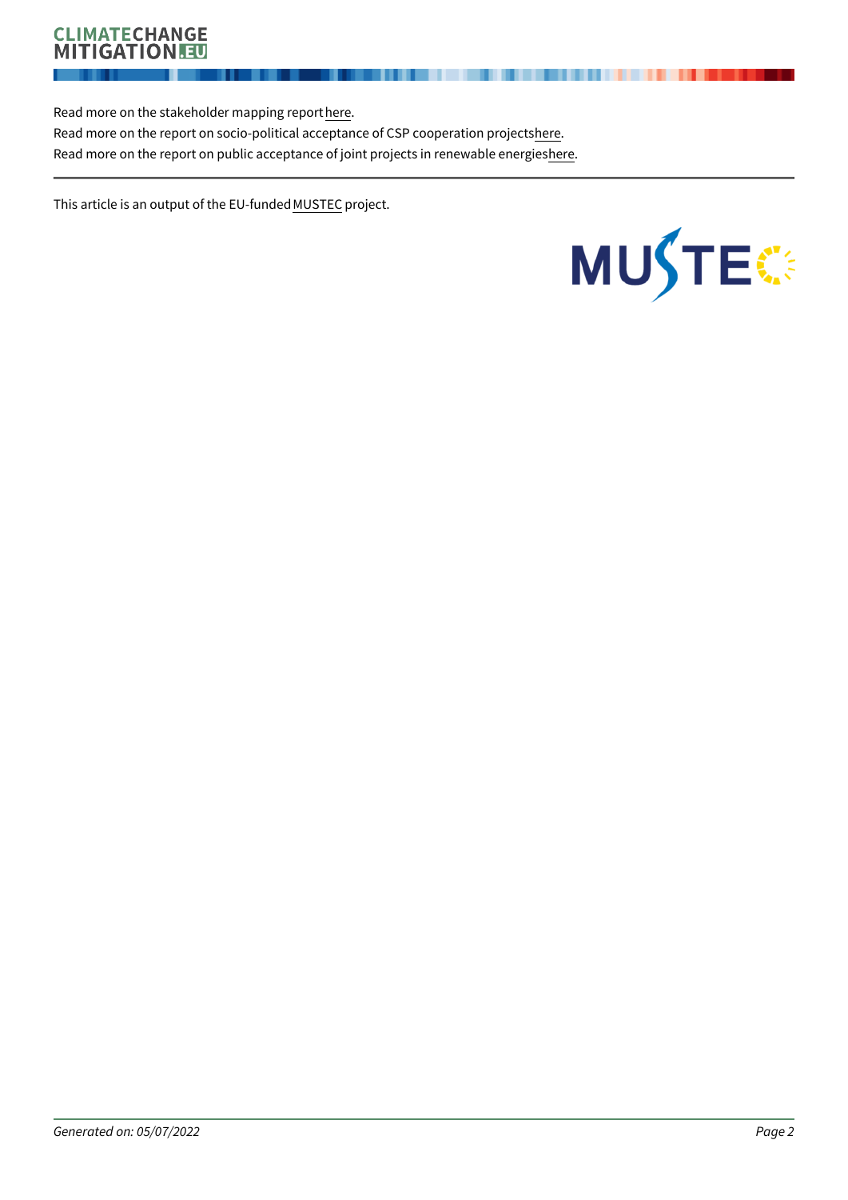Read more on the stakeholder mapping report here.
Read more on the report on socio-political acceptance of CSP cooperation projects here.
Read more on the report on public acceptance of joint projects in renewable energies here.

---

This article is an output of the EU-funded MUSTEC project.